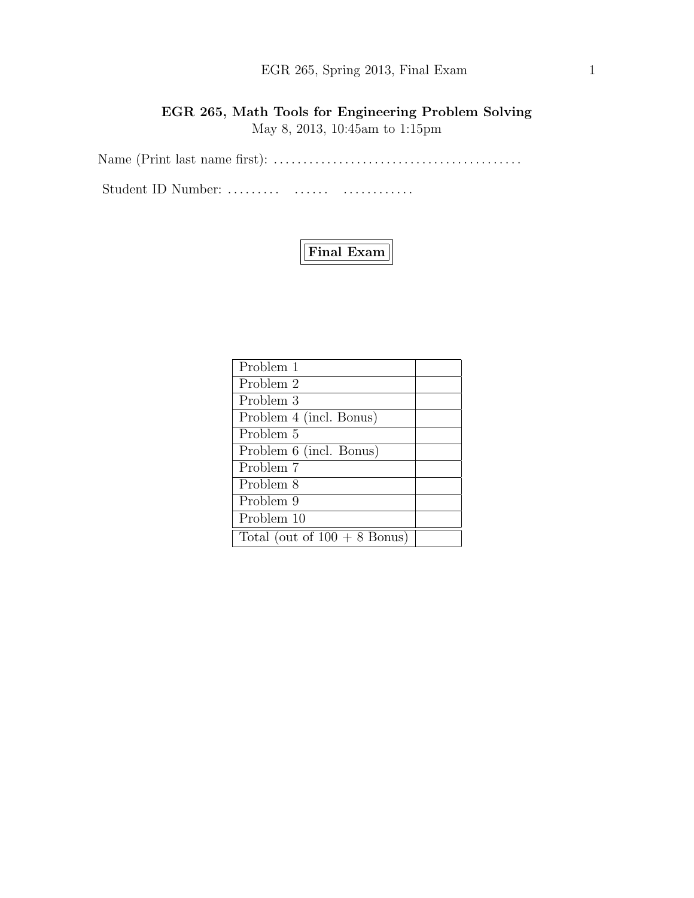# EGR 265, Math Tools for Engineering Problem Solving

May 8, 2013, 10:45am to 1:15pm

Name (Print last name first): ........................................

Student ID Number: ......... ...... ............

**Final Exam**

| | |
|---|---|
| Problem 1 | |
| Problem 2 | |
| Problem 3 | |
| Problem 4 (incl. Bonus) | |
| Problem 5 | |
| Problem 6 (incl. Bonus) | |
| Problem 7 | |
| Problem 8 | |
| Problem 9 | |
| Problem 10 | |
| Total (out of 100 + 8 Bonus) | |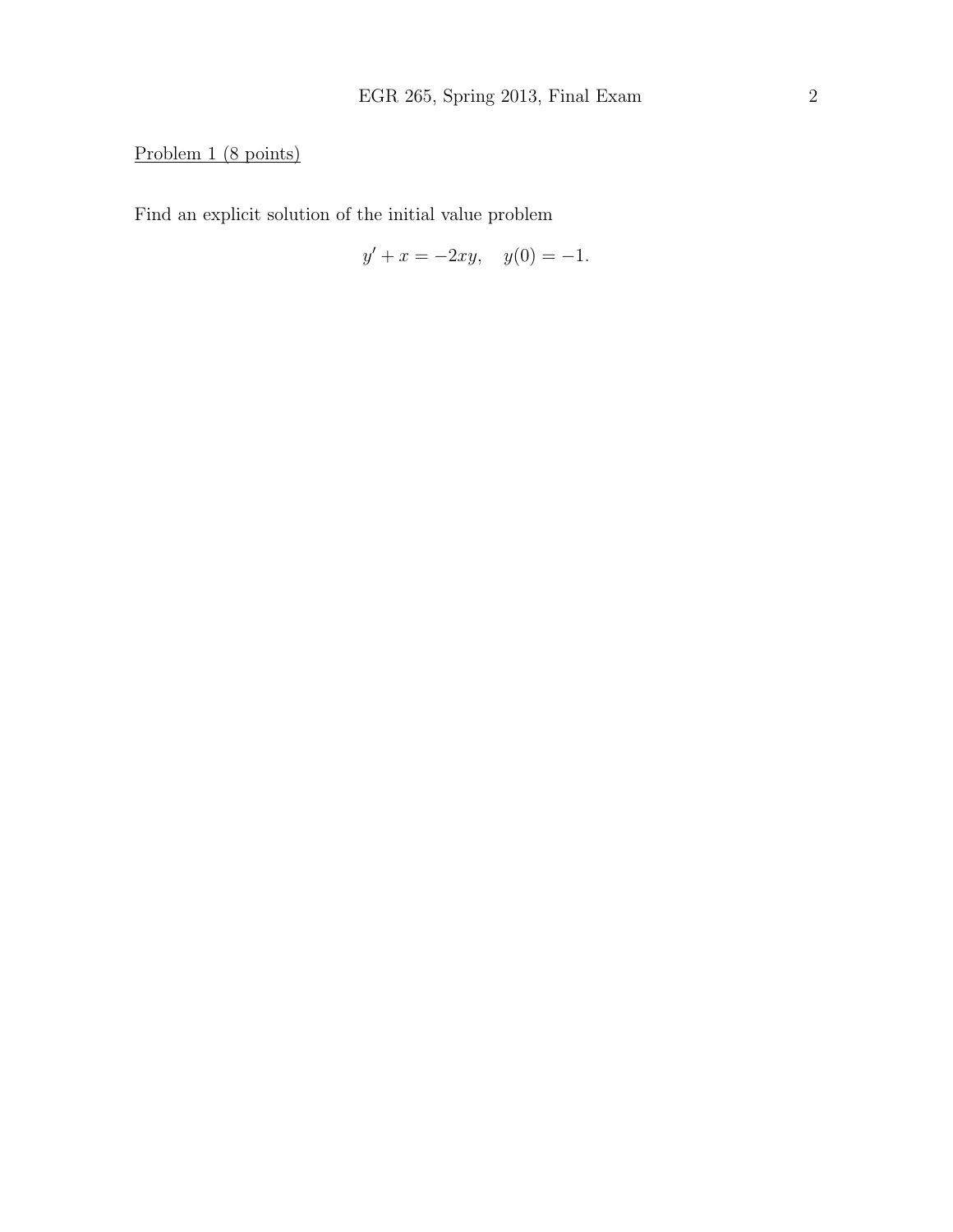Problem 1 (8 points)

Find an explicit solution of the initial value problem

$$y' + x = -2xy, \quad y(0) = -1.$$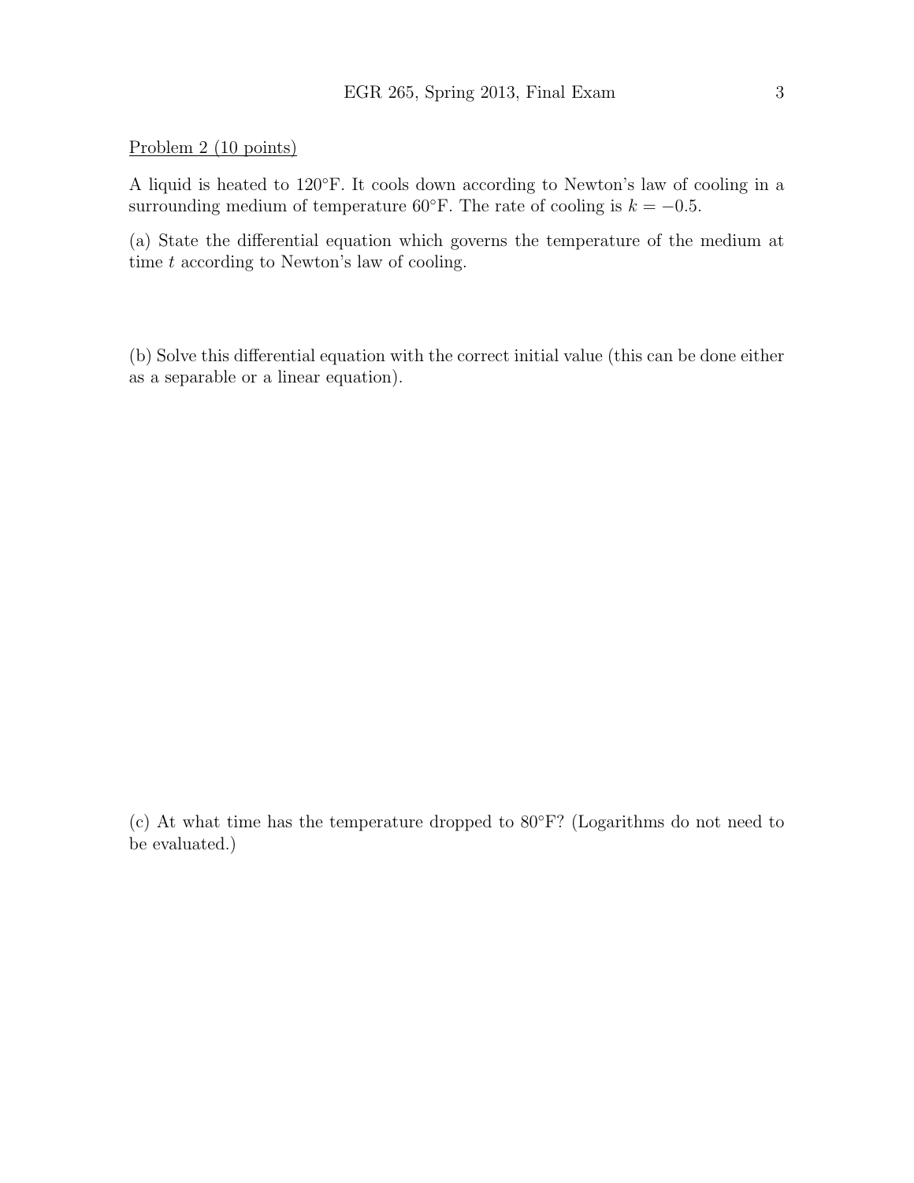Problem 2 (10 points)

A liquid is heated to 120°F. It cools down according to Newton's law of cooling in a surrounding medium of temperature 60°F. The rate of cooling is $k = -0.5$.

(a) State the differential equation which governs the temperature of the medium at time $t$ according to Newton's law of cooling.

(b) Solve this differential equation with the correct initial value (this can be done either as a separable or a linear equation).

(c) At what time has the temperature dropped to 80°F? (Logarithms do not need to be evaluated.)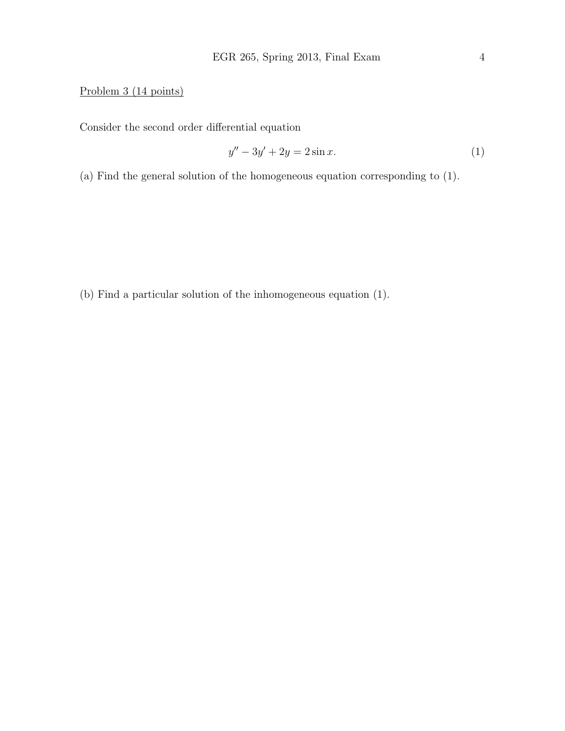Problem 3 (14 points)

Consider the second order differential equation

$$y'' - 3y' + 2y = 2\sin x. \tag{1}$$

(a) Find the general solution of the homogeneous equation corresponding to (1).

(b) Find a particular solution of the inhomogeneous equation (1).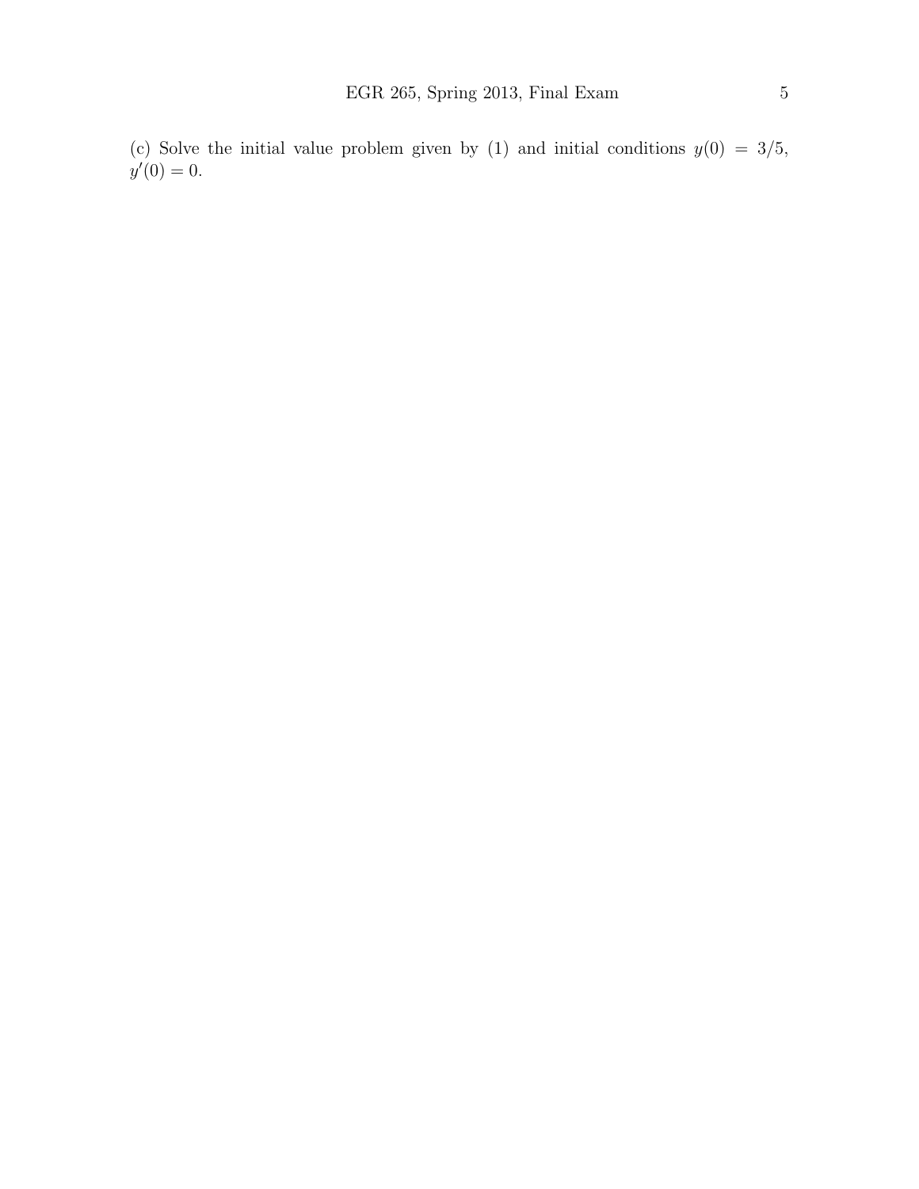(c) Solve the initial value problem given by (1) and initial conditions $y(0) = 3/5$, $y'(0) = 0$.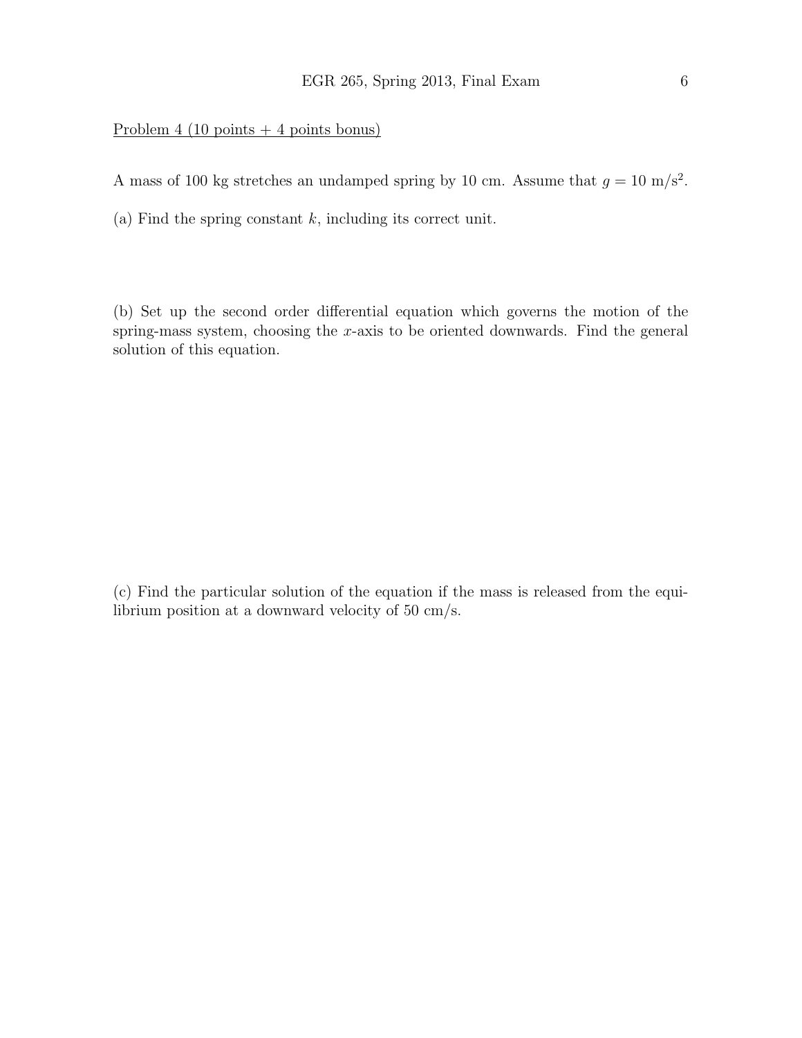Problem 4 (10 points + 4 points bonus)

A mass of 100 kg stretches an undamped spring by 10 cm. Assume that $g = 10$ m/s$^2$.

(a) Find the spring constant $k$, including its correct unit.

(b) Set up the second order differential equation which governs the motion of the spring-mass system, choosing the $x$-axis to be oriented downwards. Find the general solution of this equation.

(c) Find the particular solution of the equation if the mass is released from the equilibrium position at a downward velocity of 50 cm/s.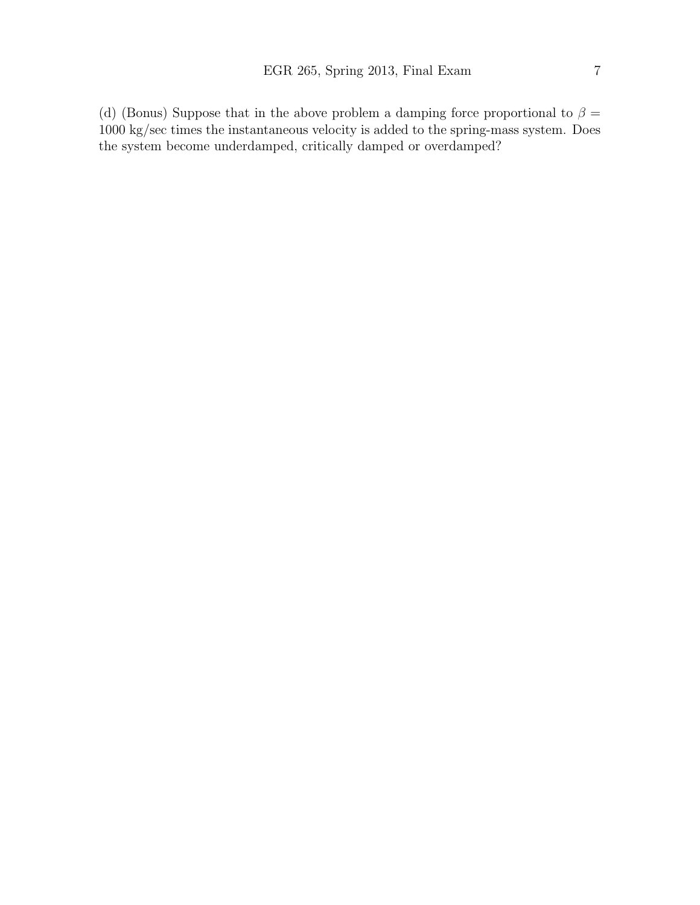(d) (Bonus) Suppose that in the above problem a damping force proportional to $\beta = 1000$ kg/sec times the instantaneous velocity is added to the spring-mass system. Does the system become underdamped, critically damped or overdamped?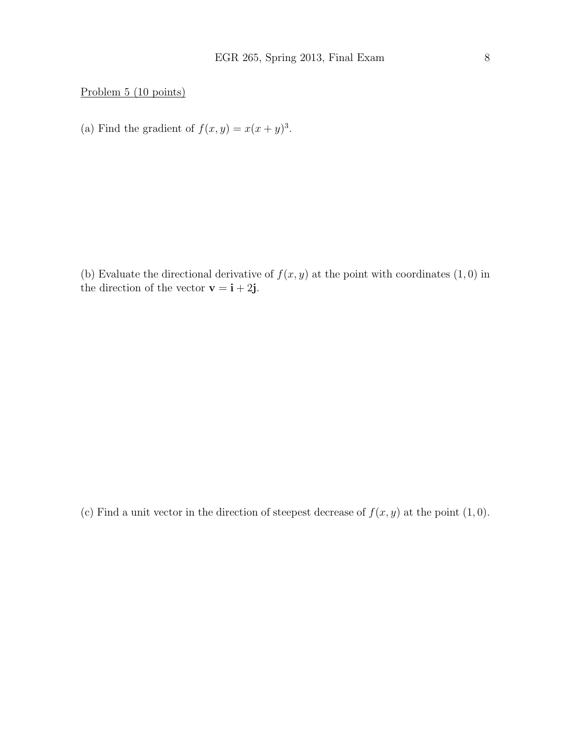Problem 5 (10 points)

(a) Find the gradient of $f(x, y) = x(x + y)^3$.

(b) Evaluate the directional derivative of $f(x, y)$ at the point with coordinates $(1, 0)$ in the direction of the vector $\mathbf{v} = \mathbf{i} + 2\mathbf{j}$.

(c) Find a unit vector in the direction of steepest decrease of $f(x, y)$ at the point $(1, 0)$.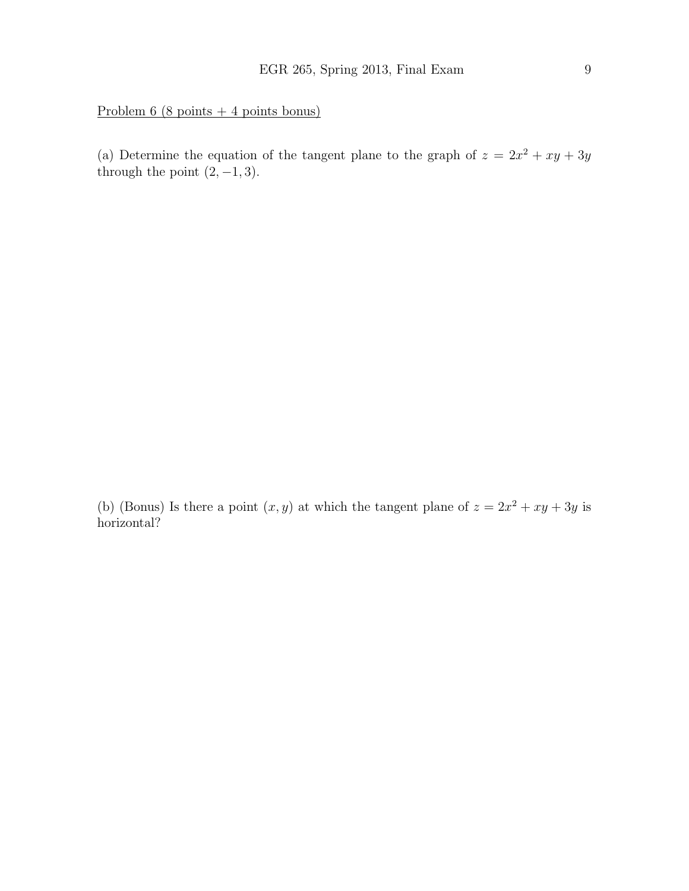Problem 6 (8 points + 4 points bonus)

(a) Determine the equation of the tangent plane to the graph of $z = 2x^2 + xy + 3y$ through the point $(2, -1, 3)$.

(b) (Bonus) Is there a point $(x, y)$ at which the tangent plane of $z = 2x^2 + xy + 3y$ is horizontal?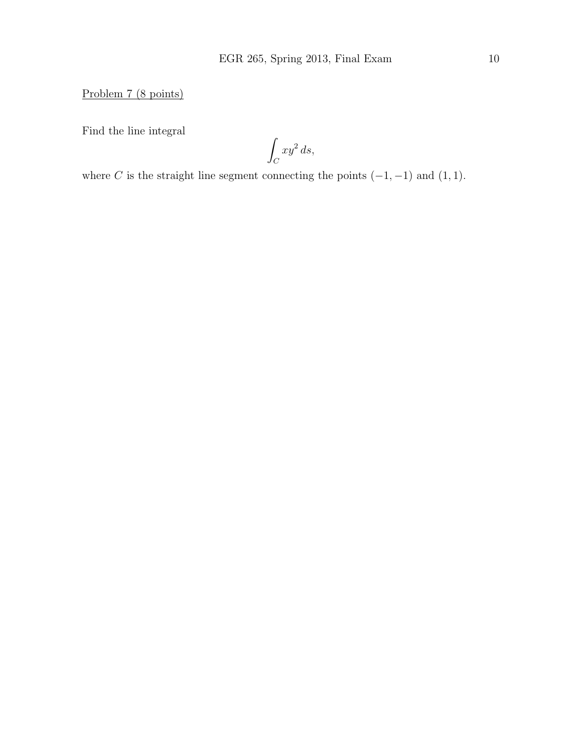Problem 7 (8 points)

Find the line integral

$$\int_C xy^2 \, ds,$$

where $C$ is the straight line segment connecting the points $(-1, -1)$ and $(1, 1)$.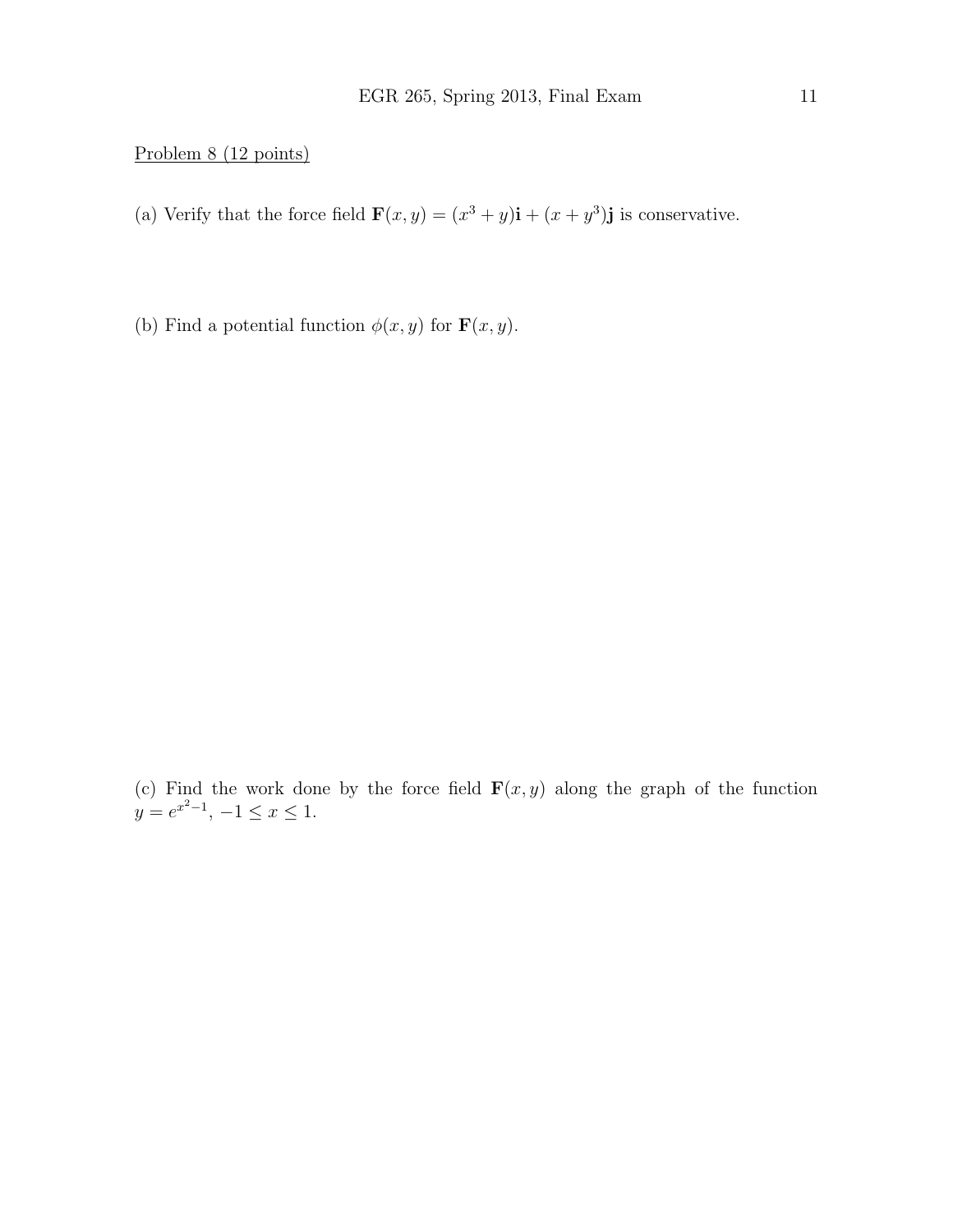Problem 8 (12 points)

(a) Verify that the force field $\mathbf{F}(x, y) = (x^3 + y)\mathbf{i} + (x + y^3)\mathbf{j}$ is conservative.

(b) Find a potential function $\phi(x, y)$ for $\mathbf{F}(x, y)$.

(c) Find the work done by the force field $\mathbf{F}(x, y)$ along the graph of the function $y = e^{x^2-1}$, $-1 \leq x \leq 1$.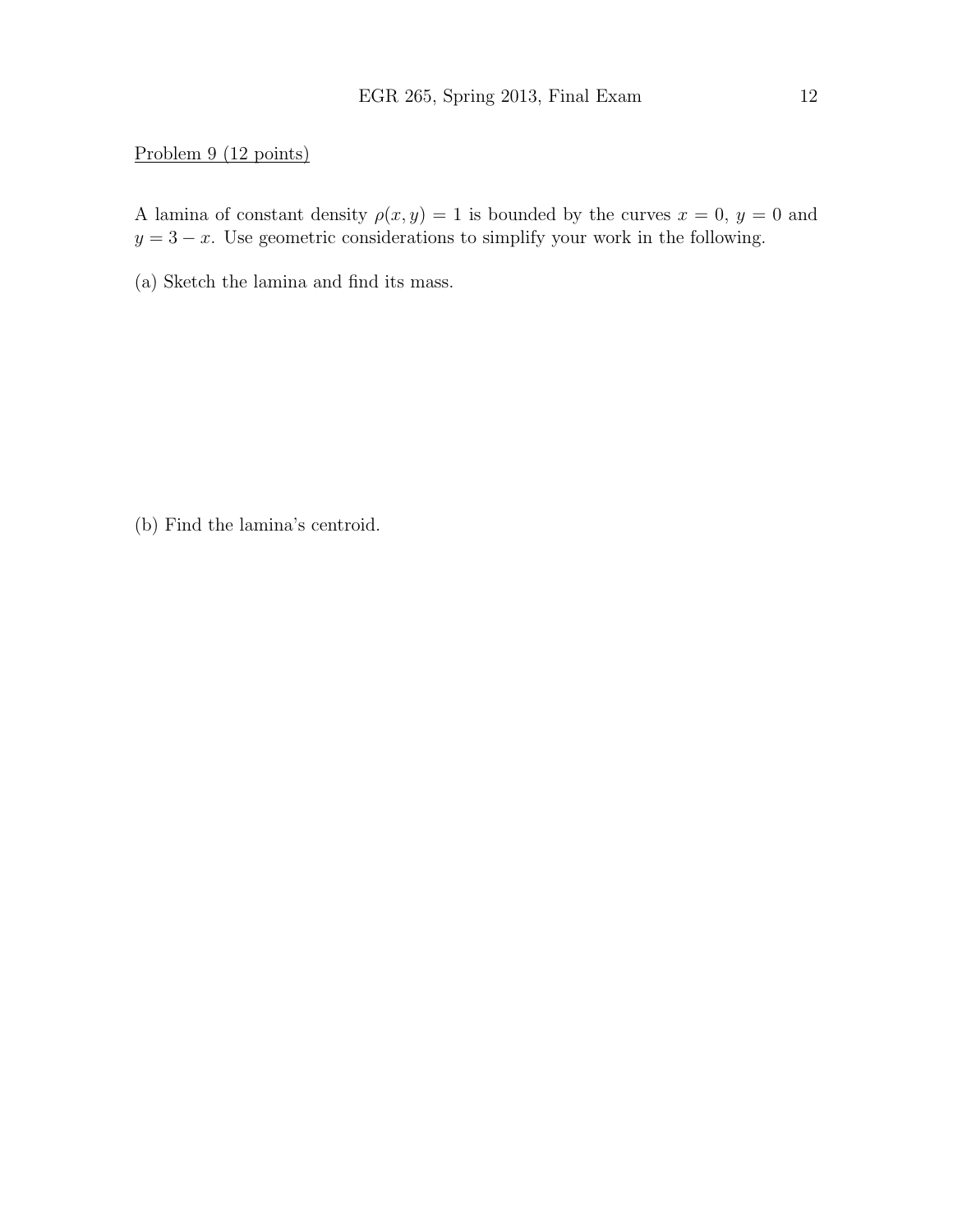<u>Problem 9 (12 points)</u>

A lamina of constant density $\rho(x, y) = 1$ is bounded by the curves $x = 0$, $y = 0$ and $y = 3 - x$. Use geometric considerations to simplify your work in the following.

(a) Sketch the lamina and find its mass.

(b) Find the lamina's centroid.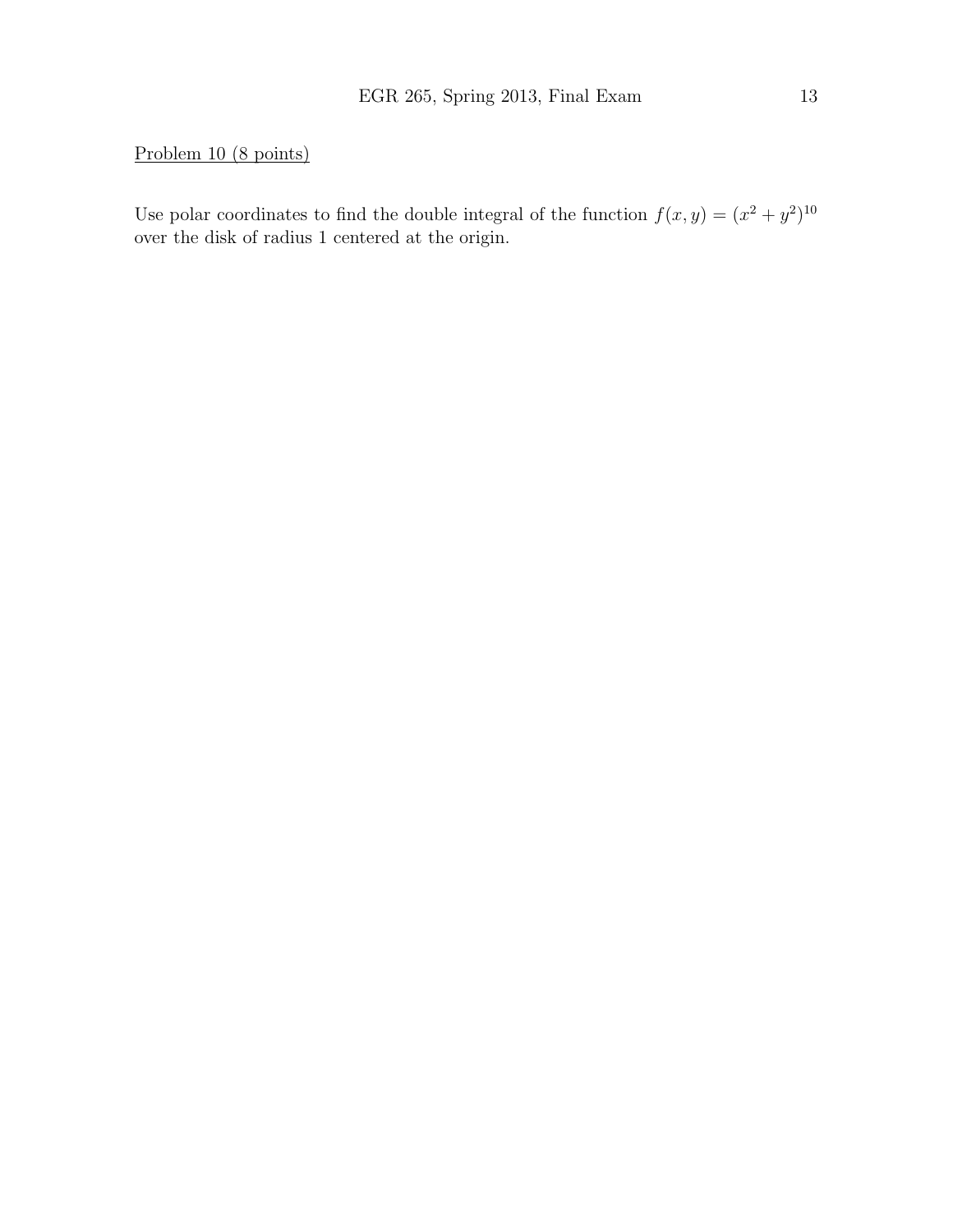Problem 10 (8 points)

Use polar coordinates to find the double integral of the function $f(x, y) = (x^2 + y^2)^{10}$ over the disk of radius 1 centered at the origin.